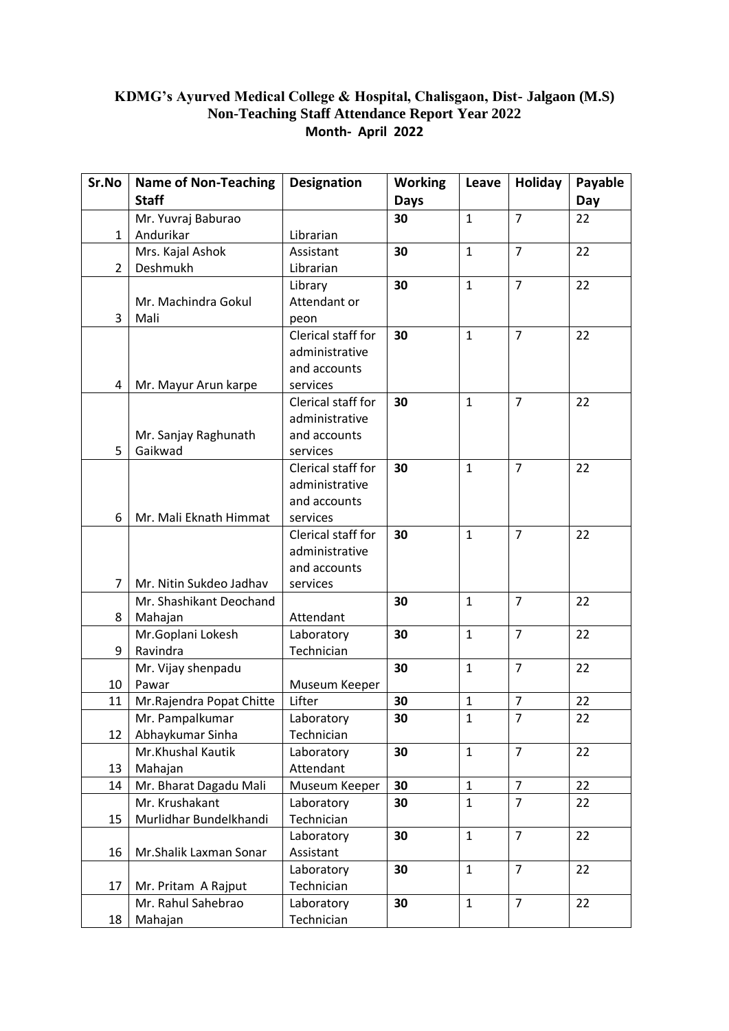# KDMG's Ayurved Medical College & Hospital, Chalisgaon, Dist- Jalgaon (M.S)
## Non-Teaching Staff Attendance Report Year 2022
### Month- April 2022

| Sr.No | Name of Non-Teaching Staff | Designation | Working Days | Leave | Holiday | Payable Day |
|---|---|---|---|---|---|---|
| 1 | Mr. Yuvraj Baburao Andurikar | Librarian | **30** | 1 | 7 | 22 |
| 2 | Mrs. Kajal Ashok Deshmukh | Assistant Librarian | **30** | 1 | 7 | 22 |
| 3 | Mr. Machindra Gokul Mali | Library Attendant or peon | **30** | 1 | 7 | 22 |
| 4 | Mr. Mayur Arun karpe | Clerical staff for administrative and accounts services | **30** | 1 | 7 | 22 |
| 5 | Mr. Sanjay Raghunath Gaikwad | Clerical staff for administrative and accounts services | **30** | 1 | 7 | 22 |
| 6 | Mr. Mali Eknath Himmat | Clerical staff for administrative and accounts services | **30** | 1 | 7 | 22 |
| 7 | Mr. Nitin Sukdeo Jadhav | Clerical staff for administrative and accounts services | **30** | 1 | 7 | 22 |
| 8 | Mr. Shashikant Deochand Mahajan | Attendant | **30** | 1 | 7 | 22 |
| 9 | Mr.Goplani Lokesh Ravindra | Laboratory Technician | **30** | 1 | 7 | 22 |
| 10 | Mr. Vijay shenpadu Pawar | Museum Keeper | **30** | 1 | 7 | 22 |
| 11 | Mr.Rajendra Popat Chitte | Lifter | **30** | 1 | 7 | 22 |
| 12 | Mr. Pampalkumar Abhaykumar Sinha | Laboratory Technician | **30** | 1 | 7 | 22 |
| 13 | Mr.Khushal Kautik Mahajan | Laboratory Attendant | **30** | 1 | 7 | 22 |
| 14 | Mr. Bharat Dagadu Mali | Museum Keeper | **30** | 1 | 7 | 22 |
| 15 | Mr. Krushakant Murlidhar Bundelkhandi | Laboratory Technician | **30** | 1 | 7 | 22 |
| 16 | Mr.Shalik Laxman Sonar | Laboratory Assistant | **30** | 1 | 7 | 22 |
| 17 | Mr. Pritam A Rajput | Laboratory Technician | **30** | 1 | 7 | 22 |
| 18 | Mr. Rahul Sahebrao Mahajan | Laboratory Technician | **30** | 1 | 7 | 22 |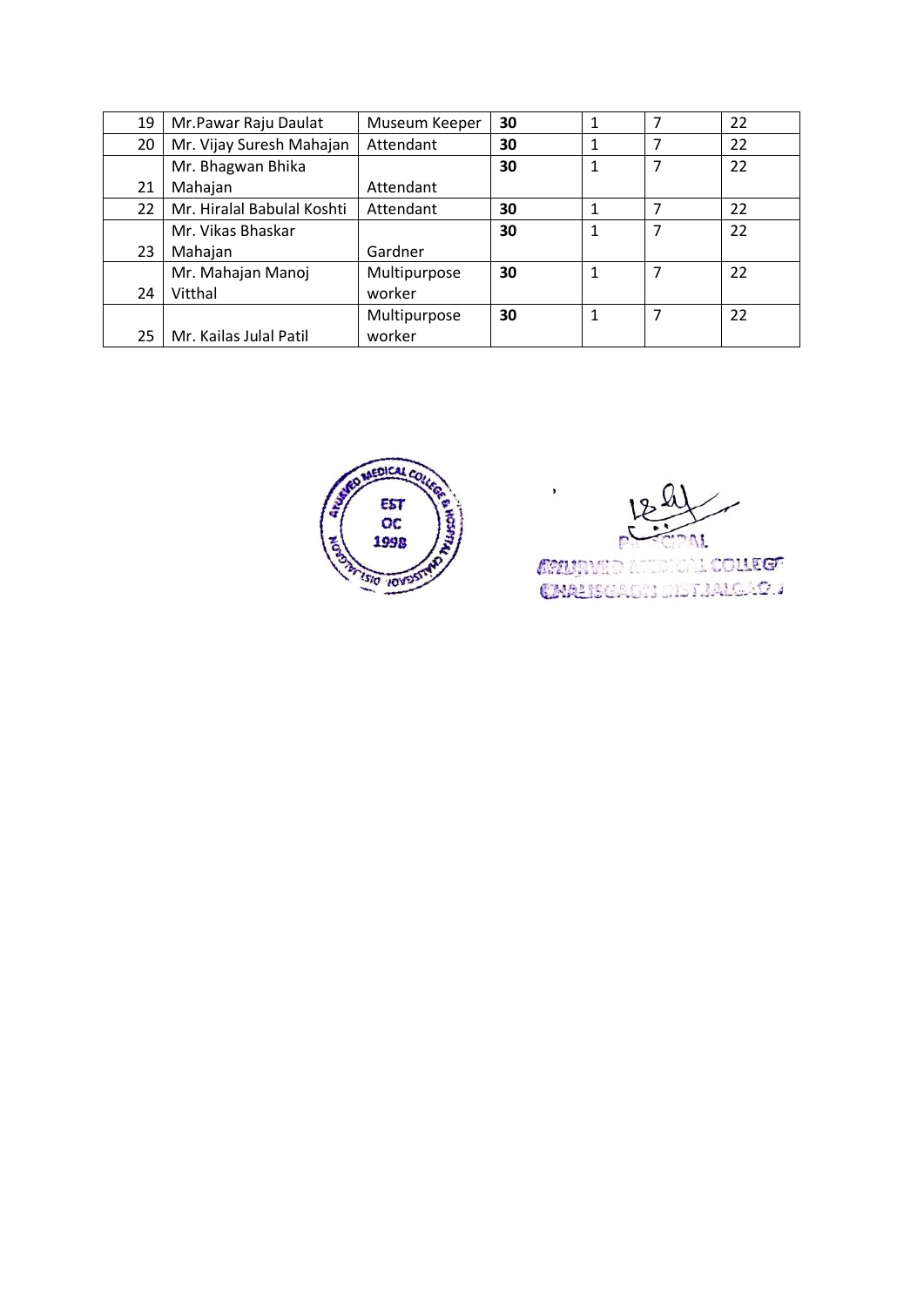| | | | | | | |
|---|---|---|---|---|---|---|
| 19 | Mr.Pawar Raju Daulat | Museum Keeper | **30** | 1 | 7 | 22 |
| 20 | Mr. Vijay Suresh Mahajan | Attendant | **30** | 1 | 7 | 22 |
| 21 | Mr. Bhagwan Bhika Mahajan | Attendant | **30** | 1 | 7 | 22 |
| 22 | Mr. Hiralal Babulal Koshti | Attendant | **30** | 1 | 7 | 22 |
| 23 | Mr. Vikas Bhaskar Mahajan | Gardner | **30** | 1 | 7 | 22 |
| 24 | Mr. Mahajan Manoj Vitthal | Multipurpose worker | **30** | 1 | 7 | 22 |
| 25 | Mr. Kailas Julal Patil | Multipurpose worker | **30** | 1 | 7 | 22 |

AYURVED MEDICAL COLLEGE & HOSPITAL CHALISGAON, DIST. JALGAON
EST OC 1998

PRINCIPAL
AYURVED MEDICAL COLLEGE
CHALISGAON DIST.JALGAON